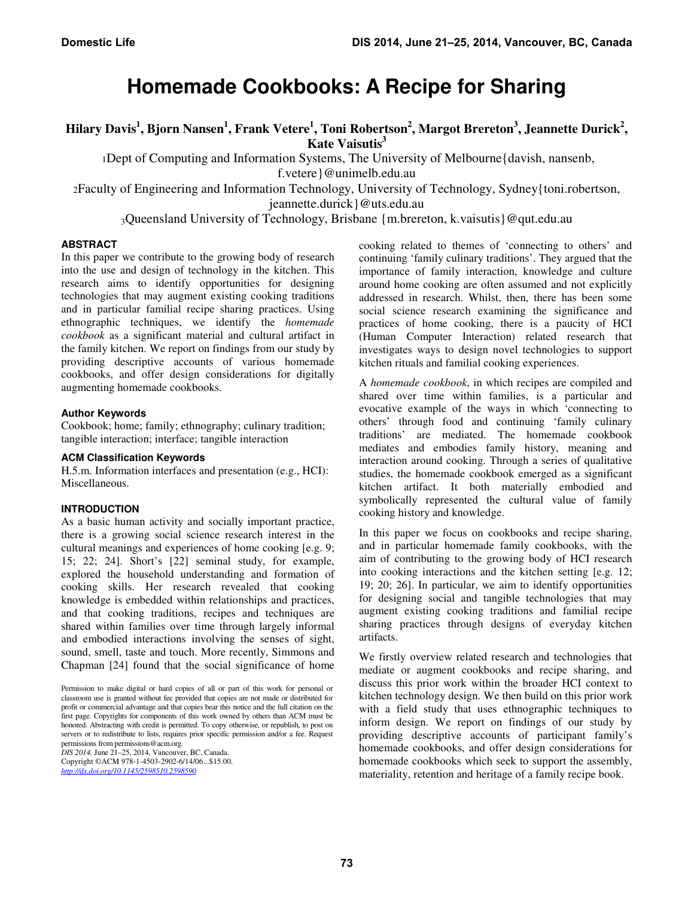# Homemade Cookbooks: A Recipe for Sharing

**Hilary Davis[1], Bjorn Nansen[1], Frank Vetere[1], Toni Robertson[2], Margot Brereton[3], Jeannette Durick[2], Kate Vaisutis[3]**

[1]Dept of Computing and Information Systems, The University of Melbourne{davish, nansenb, f.vetere}@unimelb.edu.au

[2]Faculty of Engineering and Information Technology, University of Technology, Sydney{toni.robertson, jeannette.durick}@uts.edu.au

[3]Queensland University of Technology, Brisbane {m.brereton, k.vaisutis}@qut.edu.au

### ABSTRACT

In this paper we contribute to the growing body of research into the use and design of technology in the kitchen. This research aims to identify opportunities for designing technologies that may augment existing cooking traditions and in particular familial recipe sharing practices. Using ethnographic techniques, we identify the *homemade cookbook* as a significant material and cultural artifact in the family kitchen. We report on findings from our study by providing descriptive accounts of various homemade cookbooks, and offer design considerations for digitally augmenting homemade cookbooks.

### Author Keywords

Cookbook; home; family; ethnography; culinary tradition; tangible interaction; interface; tangible interaction

### ACM Classification Keywords

H.5.m. Information interfaces and presentation (e.g., HCI): Miscellaneous.

### INTRODUCTION

As a basic human activity and socially important practice, there is a growing social science research interest in the cultural meanings and experiences of home cooking [e.g. 9; 15; 22; 24]. Short's [22] seminal study, for example, explored the household understanding and formation of cooking skills. Her research revealed that cooking knowledge is embedded within relationships and practices, and that cooking traditions, recipes and techniques are shared within families over time through largely informal and embodied interactions involving the senses of sight, sound, smell, taste and touch. More recently, Simmons and Chapman [24] found that the social significance of home cooking related to themes of 'connecting to others' and continuing 'family culinary traditions'. They argued that the importance of family interaction, knowledge and culture around home cooking are often assumed and not explicitly addressed in research. Whilst, then, there has been some social science research examining the significance and practices of home cooking, there is a paucity of HCI (Human Computer Interaction) related research that investigates ways to design novel technologies to support kitchen rituals and familial cooking experiences.

Permission to make digital or hard copies of all or part of this work for personal or classroom use is granted without fee provided that copies are not made or distributed for profit or commercial advantage and that copies bear this notice and the full citation on the first page. Copyrights for components of this work owned by others than ACM must be honored. Abstracting with credit is permitted. To copy otherwise, or republish, to post on servers or to redistribute to lists, requires prior specific permission and/or a fee. Request permissions from permissions@acm.org.
*DIS 2014,* June 21–25, 2014, Vancouver, BC, Canada.
Copyright ©ACM 978-1-4503-2902-6/14/06...$15.00.
http://dx.doi.org/10.1145/2598510.2598590

A *homemade cookbook*, in which recipes are compiled and shared over time within families, is a particular and evocative example of the ways in which 'connecting to others' through food and continuing 'family culinary traditions' are mediated. The homemade cookbook mediates and embodies family history, meaning and interaction around cooking. Through a series of qualitative studies, the homemade cookbook emerged as a significant kitchen artifact. It both materially embodied and symbolically represented the cultural value of family cooking history and knowledge.

In this paper we focus on cookbooks and recipe sharing, and in particular homemade family cookbooks, with the aim of contributing to the growing body of HCI research into cooking interactions and the kitchen setting [e.g. 12; 19; 20; 26]. In particular, we aim to identify opportunities for designing social and tangible technologies that may augment existing cooking traditions and familial recipe sharing practices through designs of everyday kitchen artifacts.

We firstly overview related research and technologies that mediate or augment cookbooks and recipe sharing, and discuss this prior work within the broader HCI context to kitchen technology design. We then build on this prior work with a field study that uses ethnographic techniques to inform design. We report on findings of our study by providing descriptive accounts of participant family's homemade cookbooks, and offer design considerations for homemade cookbooks which seek to support the assembly, materiality, retention and heritage of a family recipe book.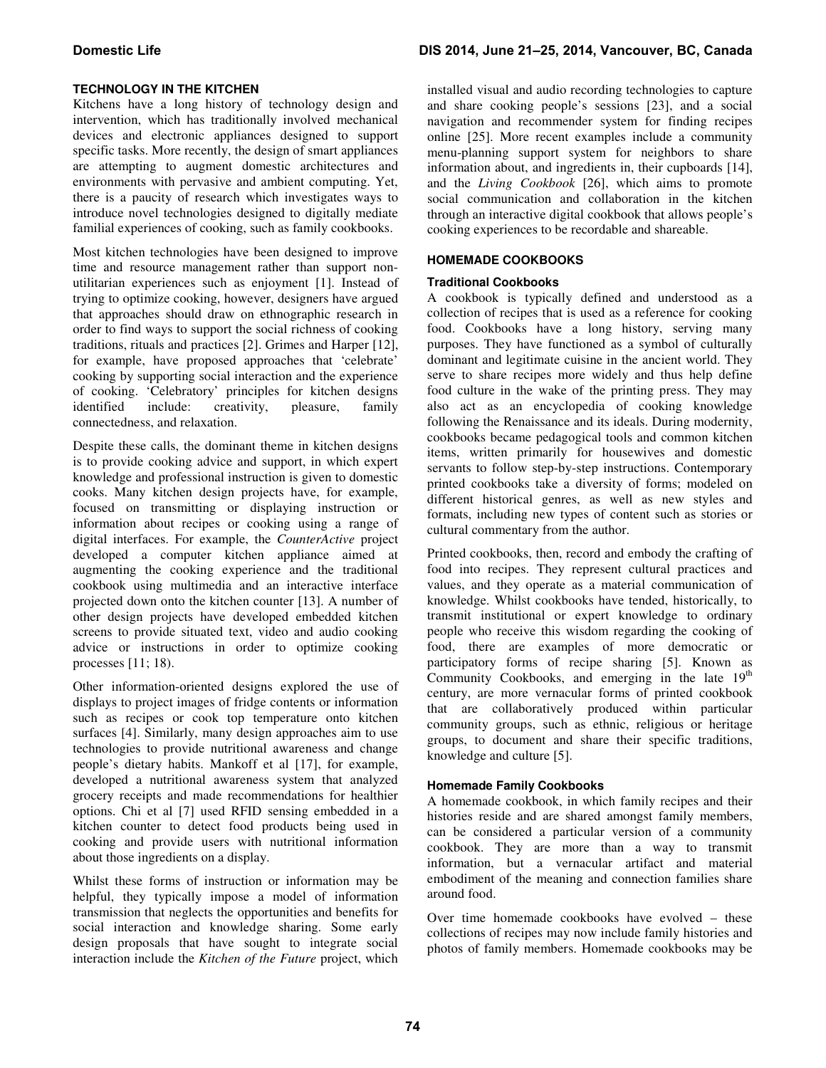## TECHNOLOGY IN THE KITCHEN

Kitchens have a long history of technology design and intervention, which has traditionally involved mechanical devices and electronic appliances designed to support specific tasks. More recently, the design of smart appliances are attempting to augment domestic architectures and environments with pervasive and ambient computing. Yet, there is a paucity of research which investigates ways to introduce novel technologies designed to digitally mediate familial experiences of cooking, such as family cookbooks.

Most kitchen technologies have been designed to improve time and resource management rather than support non-utilitarian experiences such as enjoyment [1]. Instead of trying to optimize cooking, however, designers have argued that approaches should draw on ethnographic research in order to find ways to support the social richness of cooking traditions, rituals and practices [2]. Grimes and Harper [12], for example, have proposed approaches that 'celebrate' cooking by supporting social interaction and the experience of cooking. 'Celebratory' principles for kitchen designs identified include: creativity, pleasure, family connectedness, and relaxation.

Despite these calls, the dominant theme in kitchen designs is to provide cooking advice and support, in which expert knowledge and professional instruction is given to domestic cooks. Many kitchen design projects have, for example, focused on transmitting or displaying instruction or information about recipes or cooking using a range of digital interfaces. For example, the *CounterActive* project developed a computer kitchen appliance aimed at augmenting the cooking experience and the traditional cookbook using multimedia and an interactive interface projected down onto the kitchen counter [13]. A number of other design projects have developed embedded kitchen screens to provide situated text, video and audio cooking advice or instructions in order to optimize cooking processes [11; 18).

Other information-oriented designs explored the use of displays to project images of fridge contents or information such as recipes or cook top temperature onto kitchen surfaces [4]. Similarly, many design approaches aim to use technologies to provide nutritional awareness and change people's dietary habits. Mankoff et al [17], for example, developed a nutritional awareness system that analyzed grocery receipts and made recommendations for healthier options. Chi et al [7] used RFID sensing embedded in a kitchen counter to detect food products being used in cooking and provide users with nutritional information about those ingredients on a display.

Whilst these forms of instruction or information may be helpful, they typically impose a model of information transmission that neglects the opportunities and benefits for social interaction and knowledge sharing. Some early design proposals that have sought to integrate social interaction include the *Kitchen of the Future* project, which installed visual and audio recording technologies to capture and share cooking people's sessions [23], and a social navigation and recommender system for finding recipes online [25]. More recent examples include a community menu-planning support system for neighbors to share information about, and ingredients in, their cupboards [14], and the *Living Cookbook* [26], which aims to promote social communication and collaboration in the kitchen through an interactive digital cookbook that allows people's cooking experiences to be recordable and shareable.

## HOMEMADE COOKBOOKS

### Traditional Cookbooks

A cookbook is typically defined and understood as a collection of recipes that is used as a reference for cooking food. Cookbooks have a long history, serving many purposes. They have functioned as a symbol of culturally dominant and legitimate cuisine in the ancient world. They serve to share recipes more widely and thus help define food culture in the wake of the printing press. They may also act as an encyclopedia of cooking knowledge following the Renaissance and its ideals. During modernity, cookbooks became pedagogical tools and common kitchen items, written primarily for housewives and domestic servants to follow step-by-step instructions. Contemporary printed cookbooks take a diversity of forms; modeled on different historical genres, as well as new styles and formats, including new types of content such as stories or cultural commentary from the author.

Printed cookbooks, then, record and embody the crafting of food into recipes. They represent cultural practices and values, and they operate as a material communication of knowledge. Whilst cookbooks have tended, historically, to transmit institutional or expert knowledge to ordinary people who receive this wisdom regarding the cooking of food, there are examples of more democratic or participatory forms of recipe sharing [5]. Known as Community Cookbooks, and emerging in the late 19th century, are more vernacular forms of printed cookbook that are collaboratively produced within particular community groups, such as ethnic, religious or heritage groups, to document and share their specific traditions, knowledge and culture [5].

### Homemade Family Cookbooks

A homemade cookbook, in which family recipes and their histories reside and are shared amongst family members, can be considered a particular version of a community cookbook. They are more than a way to transmit information, but a vernacular artifact and material embodiment of the meaning and connection families share around food.

Over time homemade cookbooks have evolved – these collections of recipes may now include family histories and photos of family members. Homemade cookbooks may be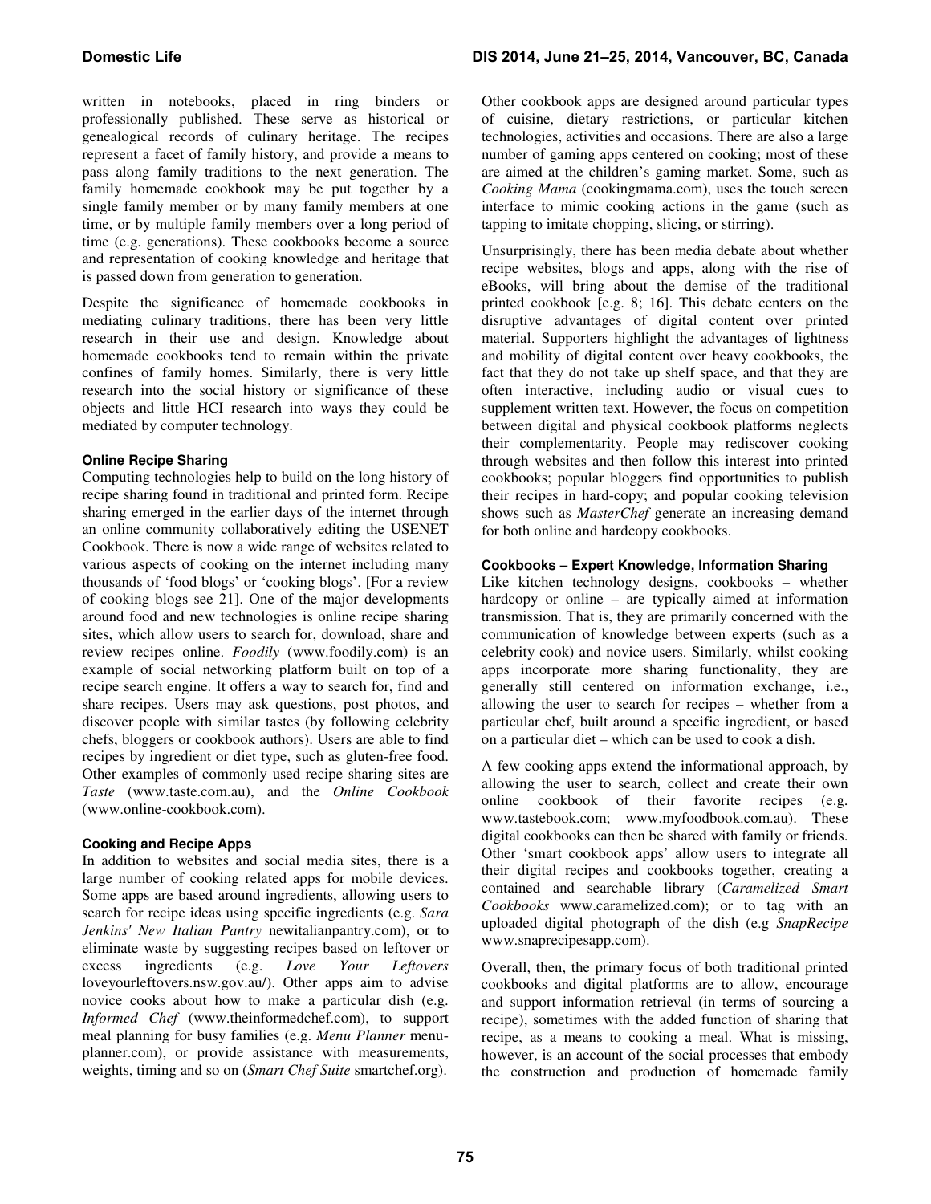written in notebooks, placed in ring binders or professionally published. These serve as historical or genealogical records of culinary heritage. The recipes represent a facet of family history, and provide a means to pass along family traditions to the next generation. The family homemade cookbook may be put together by a single family member or by many family members at one time, or by multiple family members over a long period of time (e.g. generations). These cookbooks become a source and representation of cooking knowledge and heritage that is passed down from generation to generation.

Despite the significance of homemade cookbooks in mediating culinary traditions, there has been very little research in their use and design. Knowledge about homemade cookbooks tend to remain within the private confines of family homes. Similarly, there is very little research into the social history or significance of these objects and little HCI research into ways they could be mediated by computer technology.

#### Online Recipe Sharing

Computing technologies help to build on the long history of recipe sharing found in traditional and printed form. Recipe sharing emerged in the earlier days of the internet through an online community collaboratively editing the USENET Cookbook. There is now a wide range of websites related to various aspects of cooking on the internet including many thousands of 'food blogs' or 'cooking blogs'. [For a review of cooking blogs see 21]. One of the major developments around food and new technologies is online recipe sharing sites, which allow users to search for, download, share and review recipes online. *Foodily* (www.foodily.com) is an example of social networking platform built on top of a recipe search engine. It offers a way to search for, find and share recipes. Users may ask questions, post photos, and discover people with similar tastes (by following celebrity chefs, bloggers or cookbook authors). Users are able to find recipes by ingredient or diet type, such as gluten-free food. Other examples of commonly used recipe sharing sites are *Taste* (www.taste.com.au), and the *Online Cookbook* (www.online-cookbook.com).

#### Cooking and Recipe Apps

In addition to websites and social media sites, there is a large number of cooking related apps for mobile devices. Some apps are based around ingredients, allowing users to search for recipe ideas using specific ingredients (e.g. *Sara Jenkins' New Italian Pantry* newitalianpantry.com), or to eliminate waste by suggesting recipes based on leftover or excess ingredients (e.g. *Love Your Leftovers* loveyourleftovers.nsw.gov.au/). Other apps aim to advise novice cooks about how to make a particular dish (e.g. *Informed Chef* (www.theinformedchef.com), to support meal planning for busy families (e.g. *Menu Planner* menu-planner.com), or provide assistance with measurements, weights, timing and so on (*Smart Chef Suite* smartchef.org).

Other cookbook apps are designed around particular types of cuisine, dietary restrictions, or particular kitchen technologies, activities and occasions. There are also a large number of gaming apps centered on cooking; most of these are aimed at the children's gaming market. Some, such as *Cooking Mama* (cookingmama.com), uses the touch screen interface to mimic cooking actions in the game (such as tapping to imitate chopping, slicing, or stirring).

Unsurprisingly, there has been media debate about whether recipe websites, blogs and apps, along with the rise of eBooks, will bring about the demise of the traditional printed cookbook [e.g. 8; 16]. This debate centers on the disruptive advantages of digital content over printed material. Supporters highlight the advantages of lightness and mobility of digital content over heavy cookbooks, the fact that they do not take up shelf space, and that they are often interactive, including audio or visual cues to supplement written text. However, the focus on competition between digital and physical cookbook platforms neglects their complementarity. People may rediscover cooking through websites and then follow this interest into printed cookbooks; popular bloggers find opportunities to publish their recipes in hard-copy; and popular cooking television shows such as *MasterChef* generate an increasing demand for both online and hardcopy cookbooks.

#### Cookbooks – Expert Knowledge, Information Sharing

Like kitchen technology designs, cookbooks – whether hardcopy or online – are typically aimed at information transmission. That is, they are primarily concerned with the communication of knowledge between experts (such as a celebrity cook) and novice users. Similarly, whilst cooking apps incorporate more sharing functionality, they are generally still centered on information exchange, i.e., allowing the user to search for recipes – whether from a particular chef, built around a specific ingredient, or based on a particular diet – which can be used to cook a dish.

A few cooking apps extend the informational approach, by allowing the user to search, collect and create their own online cookbook of their favorite recipes (e.g. www.tastebook.com; www.myfoodbook.com.au). These digital cookbooks can then be shared with family or friends. Other 'smart cookbook apps' allow users to integrate all their digital recipes and cookbooks together, creating a contained and searchable library (*Caramelized Smart Cookbooks* www.caramelized.com); or to tag with an uploaded digital photograph of the dish (e.g *SnapRecipe* www.snaprecipesapp.com).

Overall, then, the primary focus of both traditional printed cookbooks and digital platforms are to allow, encourage and support information retrieval (in terms of sourcing a recipe), sometimes with the added function of sharing that recipe, as a means to cooking a meal. What is missing, however, is an account of the social processes that embody the construction and production of homemade family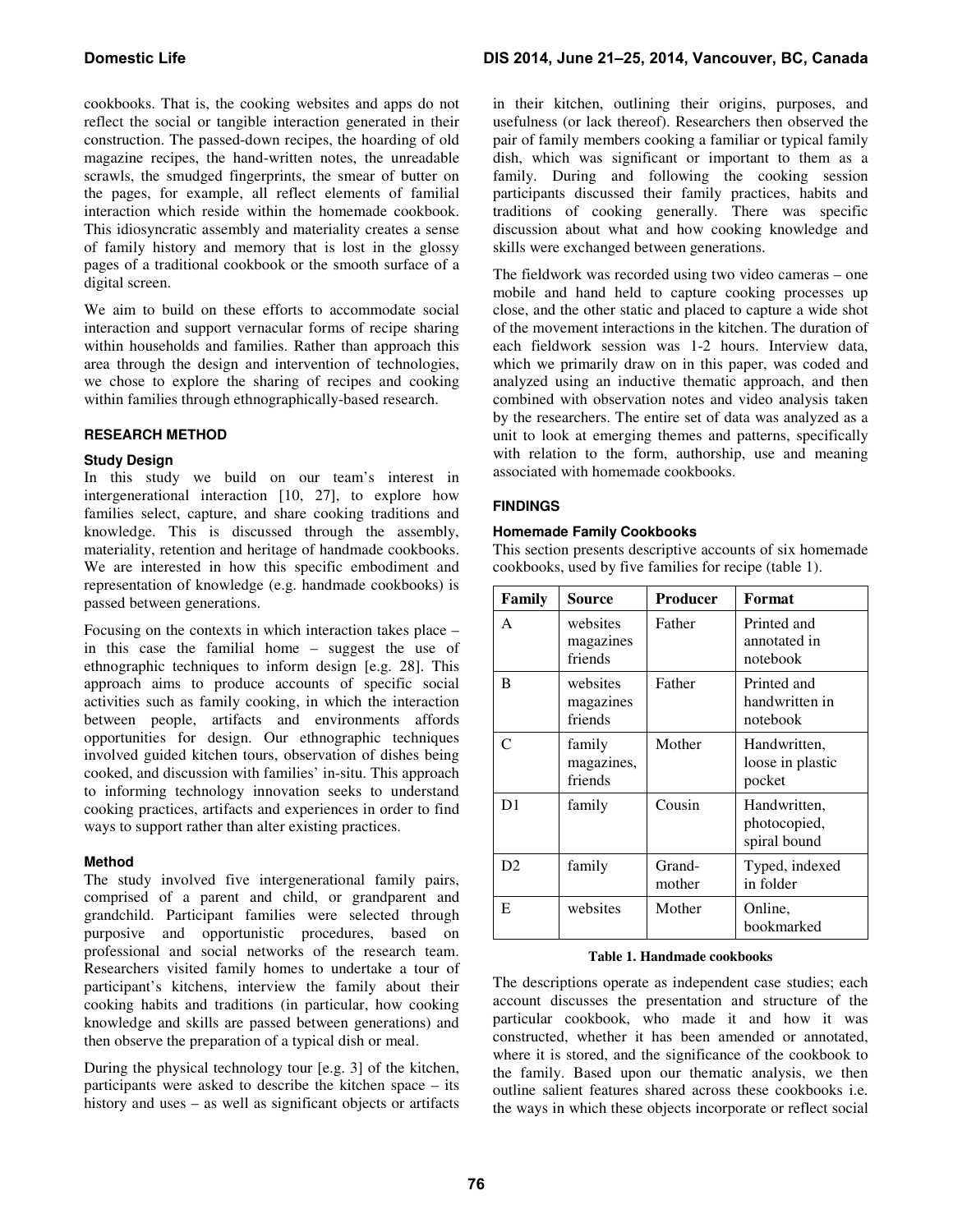cookbooks. That is, the cooking websites and apps do not reflect the social or tangible interaction generated in their construction. The passed-down recipes, the hoarding of old magazine recipes, the hand-written notes, the unreadable scrawls, the smudged fingerprints, the smear of butter on the pages, for example, all reflect elements of familial interaction which reside within the homemade cookbook. This idiosyncratic assembly and materiality creates a sense of family history and memory that is lost in the glossy pages of a traditional cookbook or the smooth surface of a digital screen.

We aim to build on these efforts to accommodate social interaction and support vernacular forms of recipe sharing within households and families. Rather than approach this area through the design and intervention of technologies, we chose to explore the sharing of recipes and cooking within families through ethnographically-based research.

## RESEARCH METHOD

### Study Design

In this study we build on our team's interest in intergenerational interaction [10, 27], to explore how families select, capture, and share cooking traditions and knowledge. This is discussed through the assembly, materiality, retention and heritage of handmade cookbooks. We are interested in how this specific embodiment and representation of knowledge (e.g. handmade cookbooks) is passed between generations.

Focusing on the contexts in which interaction takes place – in this case the familial home – suggest the use of ethnographic techniques to inform design [e.g. 28]. This approach aims to produce accounts of specific social activities such as family cooking, in which the interaction between people, artifacts and environments affords opportunities for design. Our ethnographic techniques involved guided kitchen tours, observation of dishes being cooked, and discussion with families' in-situ. This approach to informing technology innovation seeks to understand cooking practices, artifacts and experiences in order to find ways to support rather than alter existing practices.

### Method

The study involved five intergenerational family pairs, comprised of a parent and child, or grandparent and grandchild. Participant families were selected through purposive and opportunistic procedures, based on professional and social networks of the research team. Researchers visited family homes to undertake a tour of participant's kitchens, interview the family about their cooking habits and traditions (in particular, how cooking knowledge and skills are passed between generations) and then observe the preparation of a typical dish or meal.

During the physical technology tour [e.g. 3] of the kitchen, participants were asked to describe the kitchen space – its history and uses – as well as significant objects or artifacts in their kitchen, outlining their origins, purposes, and usefulness (or lack thereof). Researchers then observed the pair of family members cooking a familiar or typical family dish, which was significant or important to them as a family. During and following the cooking session participants discussed their family practices, habits and traditions of cooking generally. There was specific discussion about what and how cooking knowledge and skills were exchanged between generations.

The fieldwork was recorded using two video cameras – one mobile and hand held to capture cooking processes up close, and the other static and placed to capture a wide shot of the movement interactions in the kitchen. The duration of each fieldwork session was 1-2 hours. Interview data, which we primarily draw on in this paper, was coded and analyzed using an inductive thematic approach, and then combined with observation notes and video analysis taken by the researchers. The entire set of data was analyzed as a unit to look at emerging themes and patterns, specifically with relation to the form, authorship, use and meaning associated with homemade cookbooks.

## FINDINGS

### Homemade Family Cookbooks

This section presents descriptive accounts of six homemade cookbooks, used by five families for recipe (table 1).

| Family | Source | Producer | Format |
|---|---|---|---|
| A | websites magazines friends | Father | Printed and annotated in notebook |
| B | websites magazines friends | Father | Printed and handwritten in notebook |
| C | family magazines, friends | Mother | Handwritten, loose in plastic pocket |
| D1 | family | Cousin | Handwritten, photocopied, spiral bound |
| D2 | family | Grand-mother | Typed, indexed in folder |
| E | websites | Mother | Online, bookmarked |

**Table 1. Handmade cookbooks**

The descriptions operate as independent case studies; each account discusses the presentation and structure of the particular cookbook, who made it and how it was constructed, whether it has been amended or annotated, where it is stored, and the significance of the cookbook to the family. Based upon our thematic analysis, we then outline salient features shared across these cookbooks i.e. the ways in which these objects incorporate or reflect social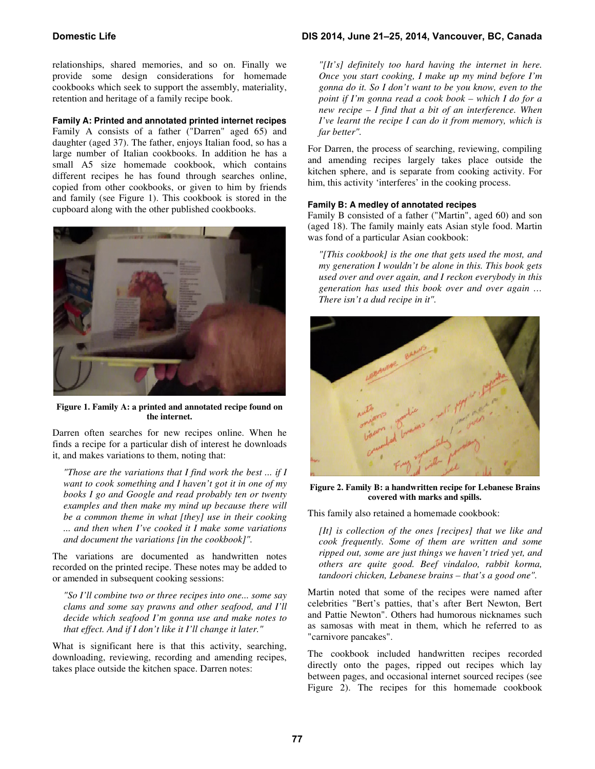relationships, shared memories, and so on. Finally we provide some design considerations for homemade cookbooks which seek to support the assembly, materiality, retention and heritage of a family recipe book.

### Family A: Printed and annotated printed internet recipes

Family A consists of a father ("Darren" aged 65) and daughter (aged 37). The father, enjoys Italian food, so has a large number of Italian cookbooks. In addition he has a small A5 size homemade cookbook, which contains different recipes he has found through searches online, copied from other cookbooks, or given to him by friends and family (see Figure 1). This cookbook is stored in the cupboard along with the other published cookbooks.

**Figure 1. Family A: a printed and annotated recipe found on the internet.**

Darren often searches for new recipes online. When he finds a recipe for a particular dish of interest he downloads it, and makes variations to them, noting that:

> *"Those are the variations that I find work the best ... if I want to cook something and I haven't got it in one of my books I go and Google and read probably ten or twenty examples and then make my mind up because there will be a common theme in what [they] use in their cooking ... and then when I've cooked it I make some variations and document the variations [in the cookbook]".*

The variations are documented as handwritten notes recorded on the printed recipe. These notes may be added to or amended in subsequent cooking sessions:

> *"So I'll combine two or three recipes into one... some say clams and some say prawns and other seafood, and I'll decide which seafood I'm gonna use and make notes to that effect. And if I don't like it I'll change it later."*

What is significant here is that this activity, searching, downloading, reviewing, recording and amending recipes, takes place outside the kitchen space. Darren notes:

> *"[It's] definitely too hard having the internet in here. Once you start cooking, I make up my mind before I'm gonna do it. So I don't want to be you know, even to the point if I'm gonna read a cook book – which I do for a new recipe – I find that a bit of an interference. When I've learnt the recipe I can do it from memory, which is far better".*

For Darren, the process of searching, reviewing, compiling and amending recipes largely takes place outside the kitchen sphere, and is separate from cooking activity. For him, this activity 'interferes' in the cooking process.

### Family B: A medley of annotated recipes

Family B consisted of a father ("Martin", aged 60) and son (aged 18). The family mainly eats Asian style food. Martin was fond of a particular Asian cookbook:

> *"[This cookbook] is the one that gets used the most, and my generation I wouldn't be alone in this. This book gets used over and over again, and I reckon everybody in this generation has used this book over and over again … There isn't a dud recipe in it".*

**Figure 2. Family B: a handwritten recipe for Lebanese Brains covered with marks and spills.**

This family also retained a homemade cookbook:

> *[It] is collection of the ones [recipes] that we like and cook frequently. Some of them are written and some ripped out, some are just things we haven't tried yet, and others are quite good. Beef vindaloo, rabbit korma, tandoori chicken, Lebanese brains – that's a good one".*

Martin noted that some of the recipes were named after celebrities "Bert's patties, that's after Bert Newton, Bert and Pattie Newton". Others had humorous nicknames such as samosas with meat in them, which he referred to as "carnivore pancakes".

The cookbook included handwritten recipes recorded directly onto the pages, ripped out recipes which lay between pages, and occasional internet sourced recipes (see Figure 2). The recipes for this homemade cookbook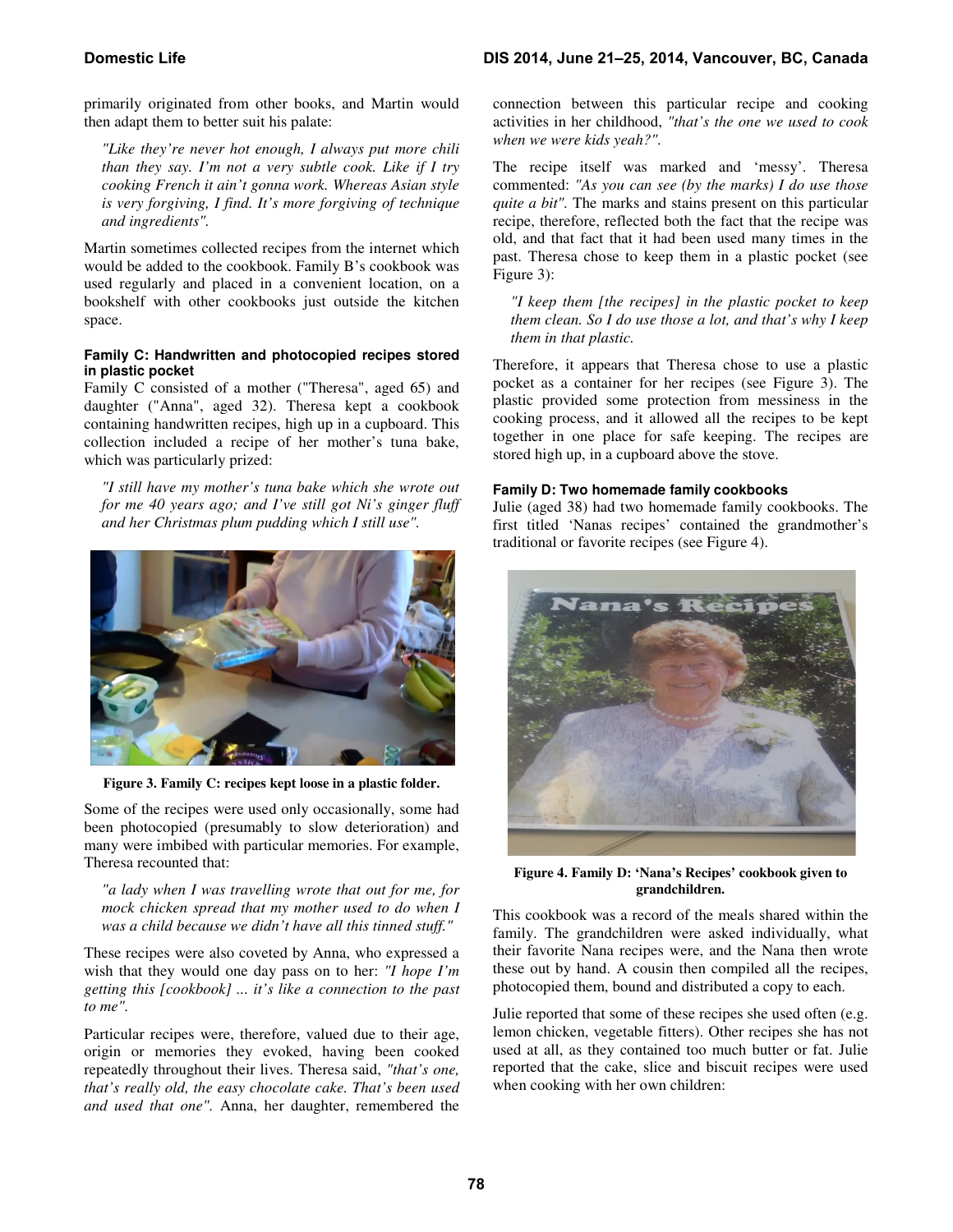primarily originated from other books, and Martin would then adapt them to better suit his palate:

> *"Like they're never hot enough, I always put more chili than they say. I'm not a very subtle cook. Like if I try cooking French it ain't gonna work. Whereas Asian style is very forgiving, I find. It's more forgiving of technique and ingredients".*

Martin sometimes collected recipes from the internet which would be added to the cookbook. Family B's cookbook was used regularly and placed in a convenient location, on a bookshelf with other cookbooks just outside the kitchen space.

#### Family C: Handwritten and photocopied recipes stored in plastic pocket

Family C consisted of a mother ("Theresa", aged 65) and daughter ("Anna", aged 32). Theresa kept a cookbook containing handwritten recipes, high up in a cupboard. This collection included a recipe of her mother's tuna bake, which was particularly prized:

> *"I still have my mother's tuna bake which she wrote out for me 40 years ago; and I've still got Ni's ginger fluff and her Christmas plum pudding which I still use".*

**Figure 3. Family C: recipes kept loose in a plastic folder.**

Some of the recipes were used only occasionally, some had been photocopied (presumably to slow deterioration) and many were imbibed with particular memories. For example, Theresa recounted that:

> *"a lady when I was travelling wrote that out for me, for mock chicken spread that my mother used to do when I was a child because we didn't have all this tinned stuff."*

These recipes were also coveted by Anna, who expressed a wish that they would one day pass on to her: *"I hope I'm getting this [cookbook] ... it's like a connection to the past to me".*

Particular recipes were, therefore, valued due to their age, origin or memories they evoked, having been cooked repeatedly throughout their lives. Theresa said, *"that's one, that's really old, the easy chocolate cake. That's been used and used that one".* Anna, her daughter, remembered the connection between this particular recipe and cooking activities in her childhood, *"that's the one we used to cook when we were kids yeah?".*

The recipe itself was marked and 'messy'. Theresa commented: *"As you can see (by the marks) I do use those quite a bit".* The marks and stains present on this particular recipe, therefore, reflected both the fact that the recipe was old, and that fact that it had been used many times in the past. Theresa chose to keep them in a plastic pocket (see Figure 3):

> *"I keep them [the recipes] in the plastic pocket to keep them clean. So I do use those a lot, and that's why I keep them in that plastic.*

Therefore, it appears that Theresa chose to use a plastic pocket as a container for her recipes (see Figure 3). The plastic provided some protection from messiness in the cooking process, and it allowed all the recipes to be kept together in one place for safe keeping. The recipes are stored high up, in a cupboard above the stove.

#### Family D: Two homemade family cookbooks

Julie (aged 38) had two homemade family cookbooks. The first titled 'Nanas recipes' contained the grandmother's traditional or favorite recipes (see Figure 4).

**Figure 4. Family D: 'Nana's Recipes' cookbook given to grandchildren.**

This cookbook was a record of the meals shared within the family. The grandchildren were asked individually, what their favorite Nana recipes were, and the Nana then wrote these out by hand. A cousin then compiled all the recipes, photocopied them, bound and distributed a copy to each.

Julie reported that some of these recipes she used often (e.g. lemon chicken, vegetable fitters). Other recipes she has not used at all, as they contained too much butter or fat. Julie reported that the cake, slice and biscuit recipes were used when cooking with her own children: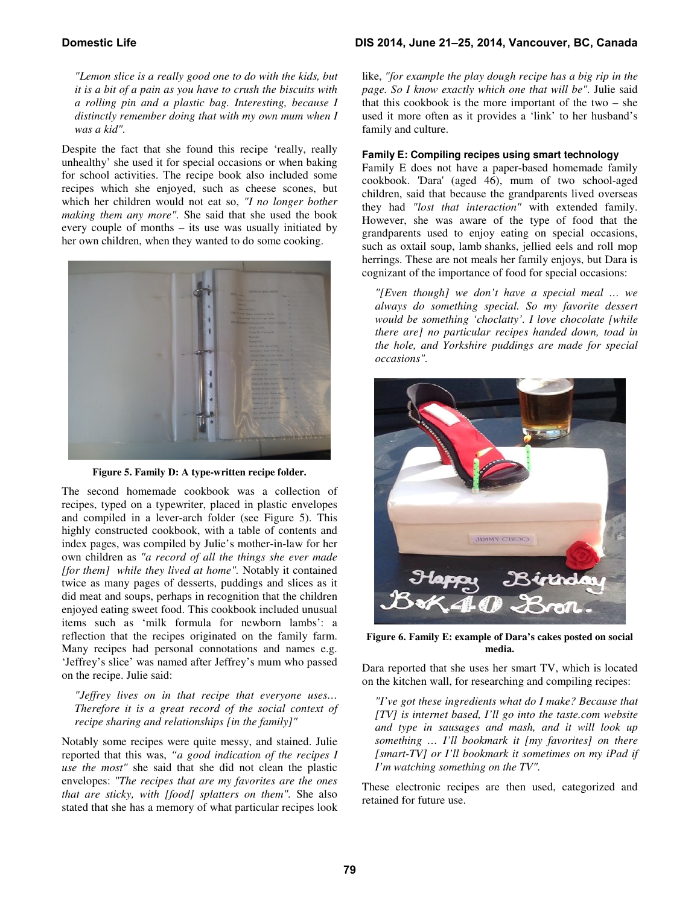*"Lemon slice is a really good one to do with the kids, but it is a bit of a pain as you have to crush the biscuits with a rolling pin and a plastic bag. Interesting, because I distinctly remember doing that with my own mum when I was a kid".*

Despite the fact that she found this recipe 'really, really unhealthy' she used it for special occasions or when baking for school activities. The recipe book also included some recipes which she enjoyed, such as cheese scones, but which her children would not eat so, *"I no longer bother making them any more".* She said that she used the book every couple of months – its use was usually initiated by her own children, when they wanted to do some cooking.

**Figure 5. Family D: A type-written recipe folder.**

The second homemade cookbook was a collection of recipes, typed on a typewriter, placed in plastic envelopes and compiled in a lever-arch folder (see Figure 5). This highly constructed cookbook, with a table of contents and index pages, was compiled by Julie's mother-in-law for her own children as *"a record of all the things she ever made [for them] while they lived at home".* Notably it contained twice as many pages of desserts, puddings and slices as it did meat and soups, perhaps in recognition that the children enjoyed eating sweet food. This cookbook included unusual items such as 'milk formula for newborn lambs': a reflection that the recipes originated on the family farm. Many recipes had personal connotations and names e.g. 'Jeffrey's slice' was named after Jeffrey's mum who passed on the recipe. Julie said:

*"Jeffrey lives on in that recipe that everyone uses… Therefore it is a great record of the social context of recipe sharing and relationships [in the family]"*

Notably some recipes were quite messy, and stained. Julie reported that this was, *"a good indication of the recipes I use the most"* she said that she did not clean the plastic envelopes: *"The recipes that are my favorites are the ones that are sticky, with [food] splatters on them".* She also stated that she has a memory of what particular recipes look like, *"for example the play dough recipe has a big rip in the page. So I know exactly which one that will be".* Julie said that this cookbook is the more important of the two – she used it more often as it provides a 'link' to her husband's family and culture.

#### Family E: Compiling recipes using smart technology

Family E does not have a paper-based homemade family cookbook. 'Dara' (aged 46), mum of two school-aged children, said that because the grandparents lived overseas they had *"lost that interaction"* with extended family. However, she was aware of the type of food that the grandparents used to enjoy eating on special occasions, such as oxtail soup, lamb shanks, jellied eels and roll mop herrings. These are not meals her family enjoys, but Dara is cognizant of the importance of food for special occasions:

*"[Even though] we don't have a special meal … we always do something special. So my favorite dessert would be something 'choclatty'. I love chocolate [while there are] no particular recipes handed down, toad in the hole, and Yorkshire puddings are made for special occasions".*

**Figure 6. Family E: example of Dara's cakes posted on social media.**

Dara reported that she uses her smart TV, which is located on the kitchen wall, for researching and compiling recipes:

*"I've got these ingredients what do I make? Because that [TV] is internet based, I'll go into the taste.com website and type in sausages and mash, and it will look up something … I'll bookmark it [my favorites] on there [smart-TV] or I'll bookmark it sometimes on my iPad if I'm watching something on the TV".*

These electronic recipes are then used, categorized and retained for future use.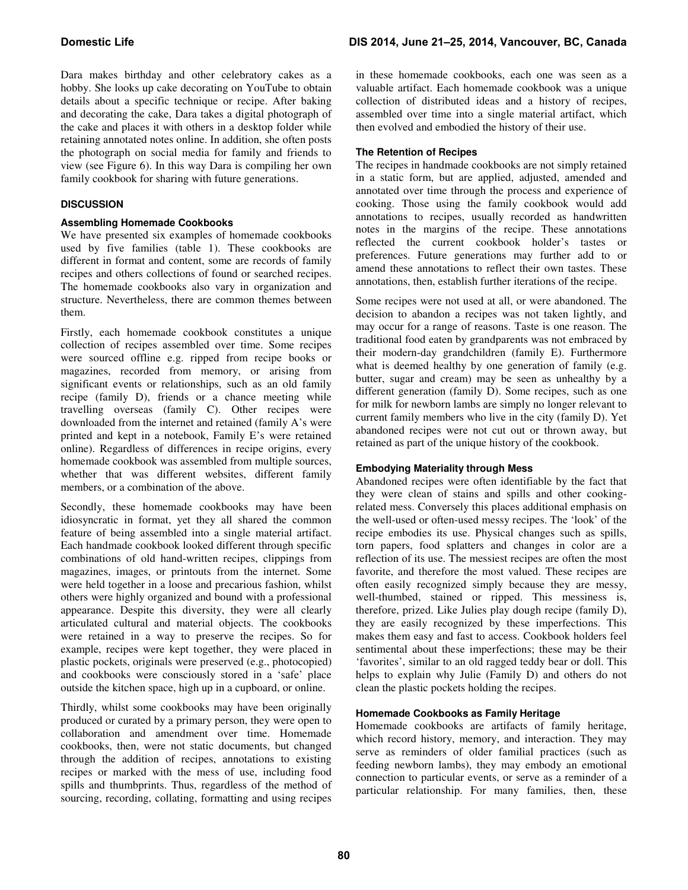Dara makes birthday and other celebratory cakes as a hobby. She looks up cake decorating on YouTube to obtain details about a specific technique or recipe. After baking and decorating the cake, Dara takes a digital photograph of the cake and places it with others in a desktop folder while retaining annotated notes online. In addition, she often posts the photograph on social media for family and friends to view (see Figure 6). In this way Dara is compiling her own family cookbook for sharing with future generations.

## DISCUSSION

### Assembling Homemade Cookbooks

We have presented six examples of homemade cookbooks used by five families (table 1). These cookbooks are different in format and content, some are records of family recipes and others collections of found or searched recipes. The homemade cookbooks also vary in organization and structure. Nevertheless, there are common themes between them.

Firstly, each homemade cookbook constitutes a unique collection of recipes assembled over time. Some recipes were sourced offline e.g. ripped from recipe books or magazines, recorded from memory, or arising from significant events or relationships, such as an old family recipe (family D), friends or a chance meeting while travelling overseas (family C). Other recipes were downloaded from the internet and retained (family A's were printed and kept in a notebook, Family E's were retained online). Regardless of differences in recipe origins, every homemade cookbook was assembled from multiple sources, whether that was different websites, different family members, or a combination of the above.

Secondly, these homemade cookbooks may have been idiosyncratic in format, yet they all shared the common feature of being assembled into a single material artifact. Each handmade cookbook looked different through specific combinations of old hand-written recipes, clippings from magazines, images, or printouts from the internet. Some were held together in a loose and precarious fashion, whilst others were highly organized and bound with a professional appearance. Despite this diversity, they were all clearly articulated cultural and material objects. The cookbooks were retained in a way to preserve the recipes. So for example, recipes were kept together, they were placed in plastic pockets, originals were preserved (e.g., photocopied) and cookbooks were consciously stored in a 'safe' place outside the kitchen space, high up in a cupboard, or online.

Thirdly, whilst some cookbooks may have been originally produced or curated by a primary person, they were open to collaboration and amendment over time. Homemade cookbooks, then, were not static documents, but changed through the addition of recipes, annotations to existing recipes or marked with the mess of use, including food spills and thumbprints. Thus, regardless of the method of sourcing, recording, collating, formatting and using recipes in these homemade cookbooks, each one was seen as a valuable artifact. Each homemade cookbook was a unique collection of distributed ideas and a history of recipes, assembled over time into a single material artifact, which then evolved and embodied the history of their use.

### The Retention of Recipes

The recipes in handmade cookbooks are not simply retained in a static form, but are applied, adjusted, amended and annotated over time through the process and experience of cooking. Those using the family cookbook would add annotations to recipes, usually recorded as handwritten notes in the margins of the recipe. These annotations reflected the current cookbook holder's tastes or preferences. Future generations may further add to or amend these annotations to reflect their own tastes. These annotations, then, establish further iterations of the recipe.

Some recipes were not used at all, or were abandoned. The decision to abandon a recipes was not taken lightly, and may occur for a range of reasons. Taste is one reason. The traditional food eaten by grandparents was not embraced by their modern-day grandchildren (family E). Furthermore what is deemed healthy by one generation of family (e.g. butter, sugar and cream) may be seen as unhealthy by a different generation (family D). Some recipes, such as one for milk for newborn lambs are simply no longer relevant to current family members who live in the city (family D). Yet abandoned recipes were not cut out or thrown away, but retained as part of the unique history of the cookbook.

### Embodying Materiality through Mess

Abandoned recipes were often identifiable by the fact that they were clean of stains and spills and other cooking-related mess. Conversely this places additional emphasis on the well-used or often-used messy recipes. The 'look' of the recipe embodies its use. Physical changes such as spills, torn papers, food splatters and changes in color are a reflection of its use. The messiest recipes are often the most favorite, and therefore the most valued. These recipes are often easily recognized simply because they are messy, well-thumbed, stained or ripped. This messiness is, therefore, prized. Like Julies play dough recipe (family D), they are easily recognized by these imperfections. This makes them easy and fast to access. Cookbook holders feel sentimental about these imperfections; these may be their 'favorites', similar to an old ragged teddy bear or doll. This helps to explain why Julie (Family D) and others do not clean the plastic pockets holding the recipes.

### Homemade Cookbooks as Family Heritage

Homemade cookbooks are artifacts of family heritage, which record history, memory, and interaction. They may serve as reminders of older familial practices (such as feeding newborn lambs), they may embody an emotional connection to particular events, or serve as a reminder of a particular relationship. For many families, then, these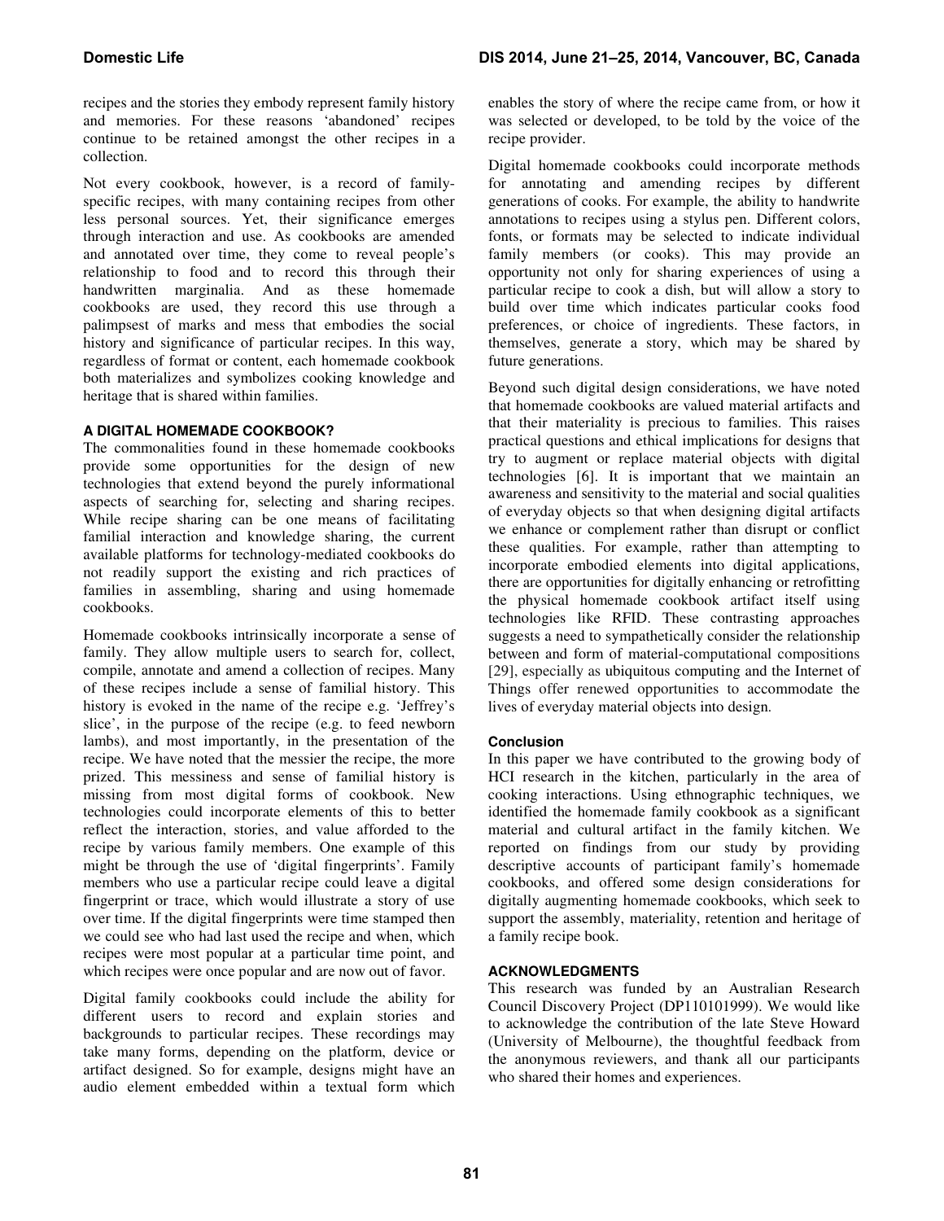recipes and the stories they embody represent family history and memories. For these reasons 'abandoned' recipes continue to be retained amongst the other recipes in a collection.

Not every cookbook, however, is a record of family-specific recipes, with many containing recipes from other less personal sources. Yet, their significance emerges through interaction and use. As cookbooks are amended and annotated over time, they come to reveal people's relationship to food and to record this through their handwritten marginalia. And as these homemade cookbooks are used, they record this use through a palimpsest of marks and mess that embodies the social history and significance of particular recipes. In this way, regardless of format or content, each homemade cookbook both materializes and symbolizes cooking knowledge and heritage that is shared within families.

## A DIGITAL HOMEMADE COOKBOOK?

The commonalities found in these homemade cookbooks provide some opportunities for the design of new technologies that extend beyond the purely informational aspects of searching for, selecting and sharing recipes. While recipe sharing can be one means of facilitating familial interaction and knowledge sharing, the current available platforms for technology-mediated cookbooks do not readily support the existing and rich practices of families in assembling, sharing and using homemade cookbooks.

Homemade cookbooks intrinsically incorporate a sense of family. They allow multiple users to search for, collect, compile, annotate and amend a collection of recipes. Many of these recipes include a sense of familial history. This history is evoked in the name of the recipe e.g. 'Jeffrey's slice', in the purpose of the recipe (e.g. to feed newborn lambs), and most importantly, in the presentation of the recipe. We have noted that the messier the recipe, the more prized. This messiness and sense of familial history is missing from most digital forms of cookbook. New technologies could incorporate elements of this to better reflect the interaction, stories, and value afforded to the recipe by various family members. One example of this might be through the use of 'digital fingerprints'. Family members who use a particular recipe could leave a digital fingerprint or trace, which would illustrate a story of use over time. If the digital fingerprints were time stamped then we could see who had last used the recipe and when, which recipes were most popular at a particular time point, and which recipes were once popular and are now out of favor.

Digital family cookbooks could include the ability for different users to record and explain stories and backgrounds to particular recipes. These recordings may take many forms, depending on the platform, device or artifact designed. So for example, designs might have an audio element embedded within a textual form which enables the story of where the recipe came from, or how it was selected or developed, to be told by the voice of the recipe provider.

Digital homemade cookbooks could incorporate methods for annotating and amending recipes by different generations of cooks. For example, the ability to handwrite annotations to recipes using a stylus pen. Different colors, fonts, or formats may be selected to indicate individual family members (or cooks). This may provide an opportunity not only for sharing experiences of using a particular recipe to cook a dish, but will allow a story to build over time which indicates particular cooks food preferences, or choice of ingredients. These factors, in themselves, generate a story, which may be shared by future generations.

Beyond such digital design considerations, we have noted that homemade cookbooks are valued material artifacts and that their materiality is precious to families. This raises practical questions and ethical implications for designs that try to augment or replace material objects with digital technologies [6]. It is important that we maintain an awareness and sensitivity to the material and social qualities of everyday objects so that when designing digital artifacts we enhance or complement rather than disrupt or conflict these qualities. For example, rather than attempting to incorporate embodied elements into digital applications, there are opportunities for digitally enhancing or retrofitting the physical homemade cookbook artifact itself using technologies like RFID. These contrasting approaches suggests a need to sympathetically consider the relationship between and form of material-computational compositions [29], especially as ubiquitous computing and the Internet of Things offer renewed opportunities to accommodate the lives of everyday material objects into design.

### Conclusion

In this paper we have contributed to the growing body of HCI research in the kitchen, particularly in the area of cooking interactions. Using ethnographic techniques, we identified the homemade family cookbook as a significant material and cultural artifact in the family kitchen. We reported on findings from our study by providing descriptive accounts of participant family's homemade cookbooks, and offered some design considerations for digitally augmenting homemade cookbooks, which seek to support the assembly, materiality, retention and heritage of a family recipe book.

## ACKNOWLEDGMENTS

This research was funded by an Australian Research Council Discovery Project (DP110101999). We would like to acknowledge the contribution of the late Steve Howard (University of Melbourne), the thoughtful feedback from the anonymous reviewers, and thank all our participants who shared their homes and experiences.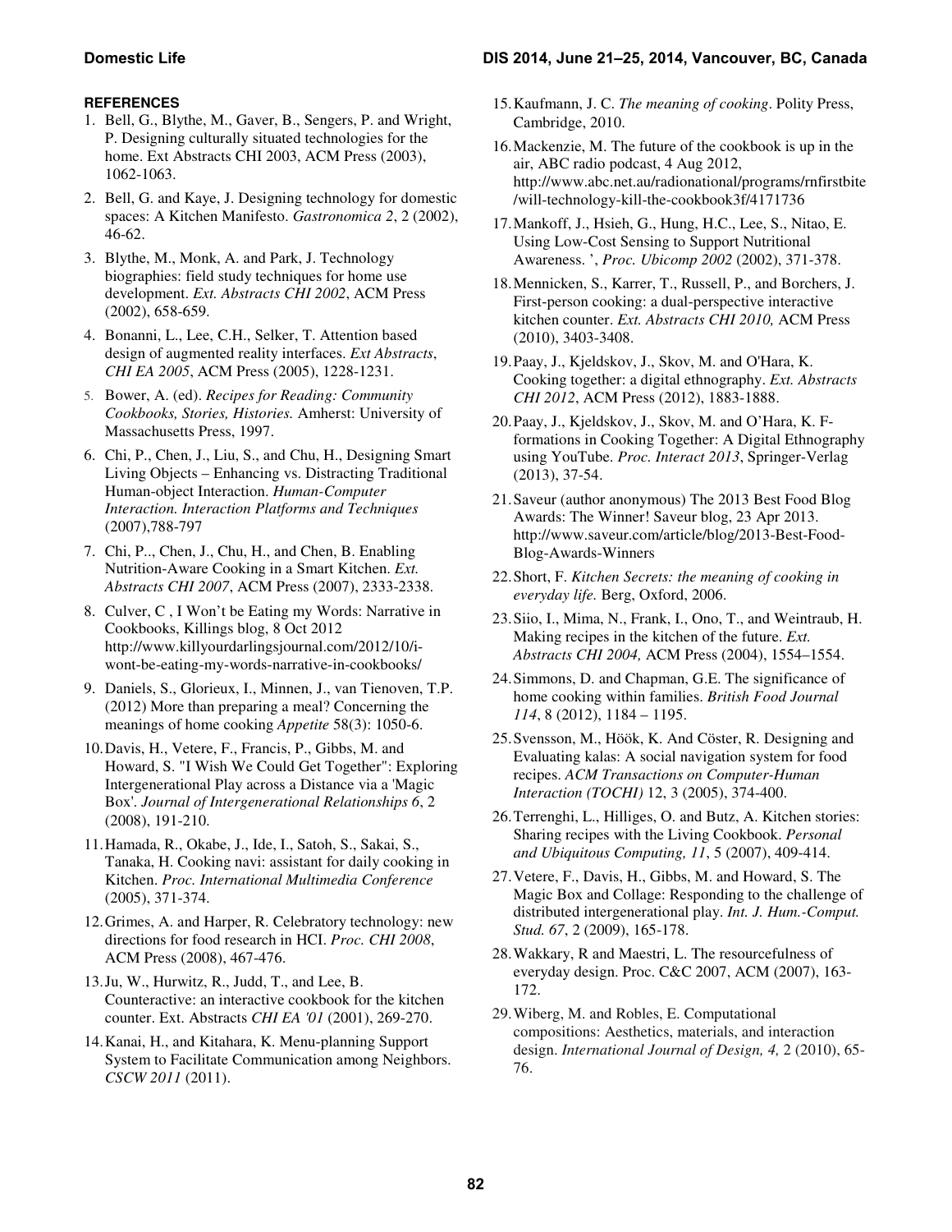## REFERENCES

1. Bell, G., Blythe, M., Gaver, B., Sengers, P. and Wright, P. Designing culturally situated technologies for the home. Ext Abstracts CHI 2003, ACM Press (2003), 1062-1063.
2. Bell, G. and Kaye, J. Designing technology for domestic spaces: A Kitchen Manifesto. *Gastronomica 2*, 2 (2002), 46-62.
3. Blythe, M., Monk, A. and Park, J. Technology biographies: field study techniques for home use development. *Ext. Abstracts CHI 2002*, ACM Press (2002), 658-659.
4. Bonanni, L., Lee, C.H., Selker, T. Attention based design of augmented reality interfaces. *Ext Abstracts, CHI EA 2005*, ACM Press (2005), 1228-1231.
5. Bower, A. (ed). *Recipes for Reading: Community Cookbooks, Stories, Histories.* Amherst: University of Massachusetts Press, 1997.
6. Chi, P., Chen, J., Liu, S., and Chu, H., Designing Smart Living Objects – Enhancing vs. Distracting Traditional Human-object Interaction. *Human-Computer Interaction. Interaction Platforms and Techniques* (2007),788-797
7. Chi, P.., Chen, J., Chu, H., and Chen, B. Enabling Nutrition-Aware Cooking in a Smart Kitchen. *Ext. Abstracts CHI 2007*, ACM Press (2007), 2333-2338.
8. Culver, C , I Won't be Eating my Words: Narrative in Cookbooks, Killings blog, 8 Oct 2012 http://www.killyourdarlingsjournal.com/2012/10/i-wont-be-eating-my-words-narrative-in-cookbooks/
9. Daniels, S., Glorieux, I., Minnen, J., van Tienoven, T.P. (2012) More than preparing a meal? Concerning the meanings of home cooking *Appetite* 58(3): 1050-6.
10. Davis, H., Vetere, F., Francis, P., Gibbs, M. and Howard, S. "I Wish We Could Get Together": Exploring Intergenerational Play across a Distance via a 'Magic Box'. *Journal of Intergenerational Relationships 6*, 2 (2008), 191-210.
11. Hamada, R., Okabe, J., Ide, I., Satoh, S., Sakai, S., Tanaka, H. Cooking navi: assistant for daily cooking in Kitchen. *Proc. International Multimedia Conference* (2005), 371-374.
12. Grimes, A. and Harper, R. Celebratory technology: new directions for food research in HCI. *Proc. CHI 2008*, ACM Press (2008), 467-476.
13. Ju, W., Hurwitz, R., Judd, T., and Lee, B. Counteractive: an interactive cookbook for the kitchen counter. Ext. Abstracts *CHI EA '01* (2001), 269-270.
14. Kanai, H., and Kitahara, K. Menu-planning Support System to Facilitate Communication among Neighbors. *CSCW 2011* (2011).
15. Kaufmann, J. C. *The meaning of cooking*. Polity Press, Cambridge, 2010.
16. Mackenzie, M. The future of the cookbook is up in the air, ABC radio podcast, 4 Aug 2012, http://www.abc.net.au/radionational/programs/rnfirstbite/will-technology-kill-the-cookbook3f/4171736
17. Mankoff, J., Hsieh, G., Hung, H.C., Lee, S., Nitao, E. Using Low-Cost Sensing to Support Nutritional Awareness. ', *Proc. Ubicomp 2002* (2002), 371-378.
18. Mennicken, S., Karrer, T., Russell, P., and Borchers, J. First-person cooking: a dual-perspective interactive kitchen counter. *Ext. Abstracts CHI 2010,* ACM Press (2010), 3403-3408.
19. Paay, J., Kjeldskov, J., Skov, M. and O'Hara, K. Cooking together: a digital ethnography. *Ext. Abstracts CHI 2012*, ACM Press (2012), 1883-1888.
20. Paay, J., Kjeldskov, J., Skov, M. and O'Hara, K. F-formations in Cooking Together: A Digital Ethnography using YouTube. *Proc. Interact 2013*, Springer-Verlag (2013), 37-54.
21. Saveur (author anonymous) The 2013 Best Food Blog Awards: The Winner! Saveur blog, 23 Apr 2013. http://www.saveur.com/article/blog/2013-Best-Food-Blog-Awards-Winners
22. Short, F. *Kitchen Secrets: the meaning of cooking in everyday life.* Berg, Oxford, 2006.
23. Siio, I., Mima, N., Frank, I., Ono, T., and Weintraub, H. Making recipes in the kitchen of the future. *Ext. Abstracts CHI 2004,* ACM Press (2004), 1554–1554.
24. Simmons, D. and Chapman, G.E. The significance of home cooking within families. *British Food Journal 114*, 8 (2012), 1184 – 1195.
25. Svensson, M., Höök, K. And Cöster, R. Designing and Evaluating kalas: A social navigation system for food recipes. *ACM Transactions on Computer-Human Interaction (TOCHI)* 12, 3 (2005), 374-400.
26. Terrenghi, L., Hilliges, O. and Butz, A. Kitchen stories: Sharing recipes with the Living Cookbook. *Personal and Ubiquitous Computing, 11*, 5 (2007), 409-414.
27. Vetere, F., Davis, H., Gibbs, M. and Howard, S. The Magic Box and Collage: Responding to the challenge of distributed intergenerational play. *Int. J. Hum.-Comput. Stud. 67*, 2 (2009), 165-178.
28. Wakkary, R and Maestri, L. The resourcefulness of everyday design. Proc. C&C 2007, ACM (2007), 163-172.
29. Wiberg, M. and Robles, E. Computational compositions: Aesthetics, materials, and interaction design. *International Journal of Design, 4,* 2 (2010), 65-76.